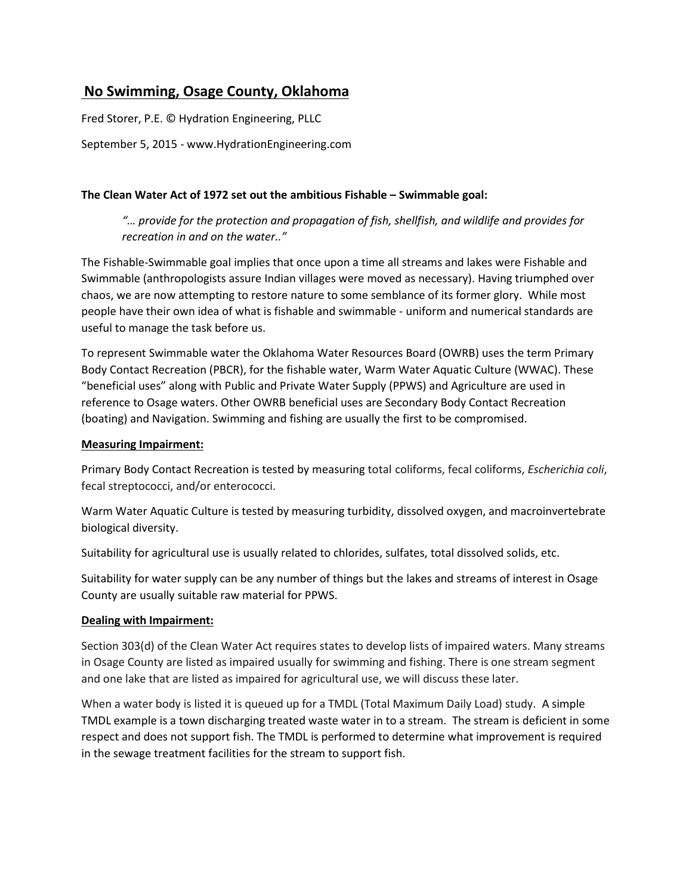# No Swimming, Osage County, Oklahoma

Fred Storer, P.E. © Hydration Engineering, PLLC

September 5, 2015 - www.HydrationEngineering.com

**The Clean Water Act of 1972 set out the ambitious Fishable – Swimmable goal:**

> *"… provide for the protection and propagation of fish, shellfish, and wildlife and provides for recreation in and on the water.."*

The Fishable-Swimmable goal implies that once upon a time all streams and lakes were Fishable and Swimmable (anthropologists assure Indian villages were moved as necessary). Having triumphed over chaos, we are now attempting to restore nature to some semblance of its former glory. While most people have their own idea of what is fishable and swimmable - uniform and numerical standards are useful to manage the task before us.

To represent Swimmable water the Oklahoma Water Resources Board (OWRB) uses the term Primary Body Contact Recreation (PBCR), for the fishable water, Warm Water Aquatic Culture (WWAC). These "beneficial uses" along with Public and Private Water Supply (PPWS) and Agriculture are used in reference to Osage waters. Other OWRB beneficial uses are Secondary Body Contact Recreation (boating) and Navigation. Swimming and fishing are usually the first to be compromised.

**Measuring Impairment:**

Primary Body Contact Recreation is tested by measuring total coliforms, fecal coliforms, *Escherichia coli*, fecal streptococci, and/or enterococci.

Warm Water Aquatic Culture is tested by measuring turbidity, dissolved oxygen, and macroinvertebrate biological diversity.

Suitability for agricultural use is usually related to chlorides, sulfates, total dissolved solids, etc.

Suitability for water supply can be any number of things but the lakes and streams of interest in Osage County are usually suitable raw material for PPWS.

**Dealing with Impairment:**

Section 303(d) of the Clean Water Act requires states to develop lists of impaired waters. Many streams in Osage County are listed as impaired usually for swimming and fishing. There is one stream segment and one lake that are listed as impaired for agricultural use, we will discuss these later.

When a water body is listed it is queued up for a TMDL (Total Maximum Daily Load) study. A simple TMDL example is a town discharging treated waste water in to a stream. The stream is deficient in some respect and does not support fish. The TMDL is performed to determine what improvement is required in the sewage treatment facilities for the stream to support fish.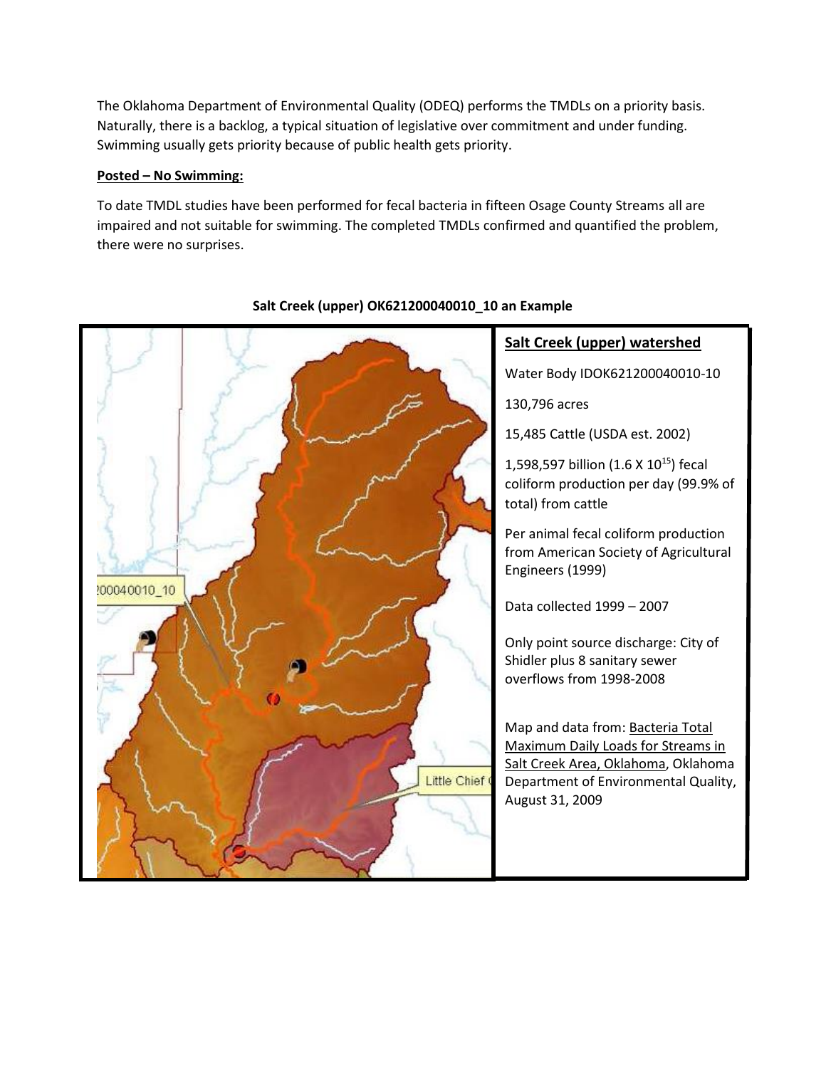The Oklahoma Department of Environmental Quality (ODEQ) performs the TMDLs on a priority basis. Naturally, there is a backlog, a typical situation of legislative over commitment and under funding. Swimming usually gets priority because of public health gets priority.

**Posted – No Swimming:**

To date TMDL studies have been performed for fecal bacteria in fifteen Osage County Streams all are impaired and not suitable for swimming. The completed TMDLs confirmed and quantified the problem, there were no surprises.

**Salt Creek (upper) OK621200040010_10 an Example**

**Salt Creek (upper) watershed**

Water Body IDOK621200040010-10

130,796 acres

15,485 Cattle (USDA est. 2002)

1,598,597 billion ($1.6 \times 10^{15}$) fecal coliform production per day (99.9% of total) from cattle

Per animal fecal coliform production from American Society of Agricultural Engineers (1999)

Data collected 1999 – 2007

Only point source discharge: City of Shidler plus 8 sanitary sewer overflows from 1998-2008

Map and data from: Bacteria Total Maximum Daily Loads for Streams in Salt Creek Area, Oklahoma, Oklahoma Department of Environmental Quality, August 31, 2009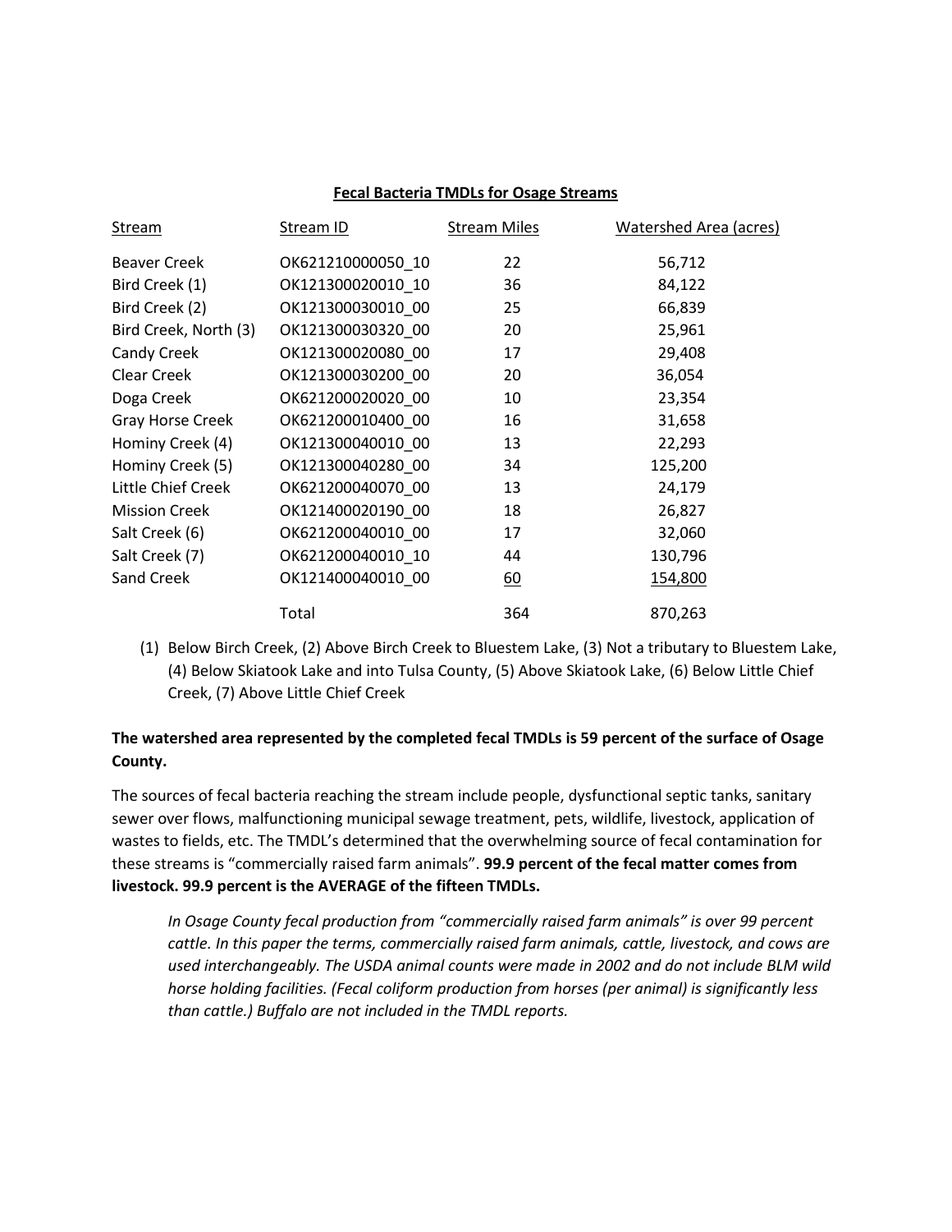**Fecal Bacteria TMDLs for Osage Streams**

| Stream | Stream ID | Stream Miles | Watershed Area (acres) |
|---|---|---|---|
| Beaver Creek | OK621210000050_10 | 22 | 56,712 |
| Bird Creek (1) | OK121300020010_10 | 36 | 84,122 |
| Bird Creek (2) | OK121300030010_00 | 25 | 66,839 |
| Bird Creek, North (3) | OK121300030320_00 | 20 | 25,961 |
| Candy Creek | OK121300020080_00 | 17 | 29,408 |
| Clear Creek | OK121300030200_00 | 20 | 36,054 |
| Doga Creek | OK621200020020_00 | 10 | 23,354 |
| Gray Horse Creek | OK621200010400_00 | 16 | 31,658 |
| Hominy Creek (4) | OK121300040010_00 | 13 | 22,293 |
| Hominy Creek (5) | OK121300040280_00 | 34 | 125,200 |
| Little Chief Creek | OK621200040070_00 | 13 | 24,179 |
| Mission Creek | OK121400020190_00 | 18 | 26,827 |
| Salt Creek (6) | OK621200040010_00 | 17 | 32,060 |
| Salt Creek (7) | OK621200040010_10 | 44 | 130,796 |
| Sand Creek | OK121400040010_00 | 60 | 154,800 |
| | Total | 364 | 870,263 |

(1) Below Birch Creek, (2) Above Birch Creek to Bluestem Lake, (3) Not a tributary to Bluestem Lake, (4) Below Skiatook Lake and into Tulsa County, (5) Above Skiatook Lake, (6) Below Little Chief Creek, (7) Above Little Chief Creek

**The watershed area represented by the completed fecal TMDLs is 59 percent of the surface of Osage County.**

The sources of fecal bacteria reaching the stream include people, dysfunctional septic tanks, sanitary sewer over flows, malfunctioning municipal sewage treatment, pets, wildlife, livestock, application of wastes to fields, etc. The TMDL's determined that the overwhelming source of fecal contamination for these streams is "commercially raised farm animals". **99.9 percent of the fecal matter comes from livestock. 99.9 percent is the AVERAGE of the fifteen TMDLs.**

> *In Osage County fecal production from "commercially raised farm animals" is over 99 percent cattle. In this paper the terms, commercially raised farm animals, cattle, livestock, and cows are used interchangeably. The USDA animal counts were made in 2002 and do not include BLM wild horse holding facilities. (Fecal coliform production from horses (per animal) is significantly less than cattle.) Buffalo are not included in the TMDL reports.*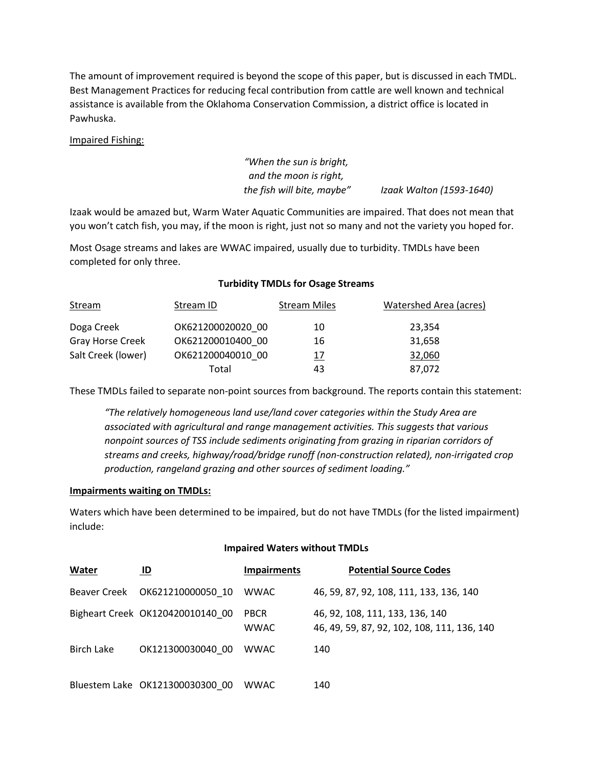The amount of improvement required is beyond the scope of this paper, but is discussed in each TMDL. Best Management Practices for reducing fecal contribution from cattle are well known and technical assistance is available from the Oklahoma Conservation Commission, a district office is located in Pawhuska.

Impaired Fishing:

> *"When the sun is bright,*
> *and the moon is right,*
> *the fish will bite, maybe"* Izaak Walton (1593-1640)

Izaak would be amazed but, Warm Water Aquatic Communities are impaired. That does not mean that you won't catch fish, you may, if the moon is right, just not so many and not the variety you hoped for.

Most Osage streams and lakes are WWAC impaired, usually due to turbidity. TMDLs have been completed for only three.

**Turbidity TMDLs for Osage Streams**

| Stream | Stream ID | Stream Miles | Watershed Area (acres) |
|---|---|---|---|
| Doga Creek | OK621200020020_00 | 10 | 23,354 |
| Gray Horse Creek | OK621200010400_00 | 16 | 31,658 |
| Salt Creek (lower) | OK621200040010_00 | 17 | 32,060 |
| | Total | 43 | 87,072 |

These TMDLs failed to separate non-point sources from background. The reports contain this statement:

> *"The relatively homogeneous land use/land cover categories within the Study Area are associated with agricultural and range management activities. This suggests that various nonpoint sources of TSS include sediments originating from grazing in riparian corridors of streams and creeks, highway/road/bridge runoff (non-construction related), non-irrigated crop production, rangeland grazing and other sources of sediment loading."*

**Impairments waiting on TMDLs:**

Waters which have been determined to be impaired, but do not have TMDLs (for the listed impairment) include:

**Impaired Waters without TMDLs**

| Water | ID | Impairments | Potential Source Codes |
|---|---|---|---|
| Beaver Creek | OK621210000050_10 | WWAC | 46, 59, 87, 92, 108, 111, 133, 136, 140 |
| Bigheart Creek | OK120420010140_00 | PBCR | 46, 92, 108, 111, 133, 136, 140 |
| | | WWAC | 46, 49, 59, 87, 92, 102, 108, 111, 136, 140 |
| Birch Lake | OK121300030040_00 | WWAC | 140 |
| Bluestem Lake | OK121300030300_00 | WWAC | 140 |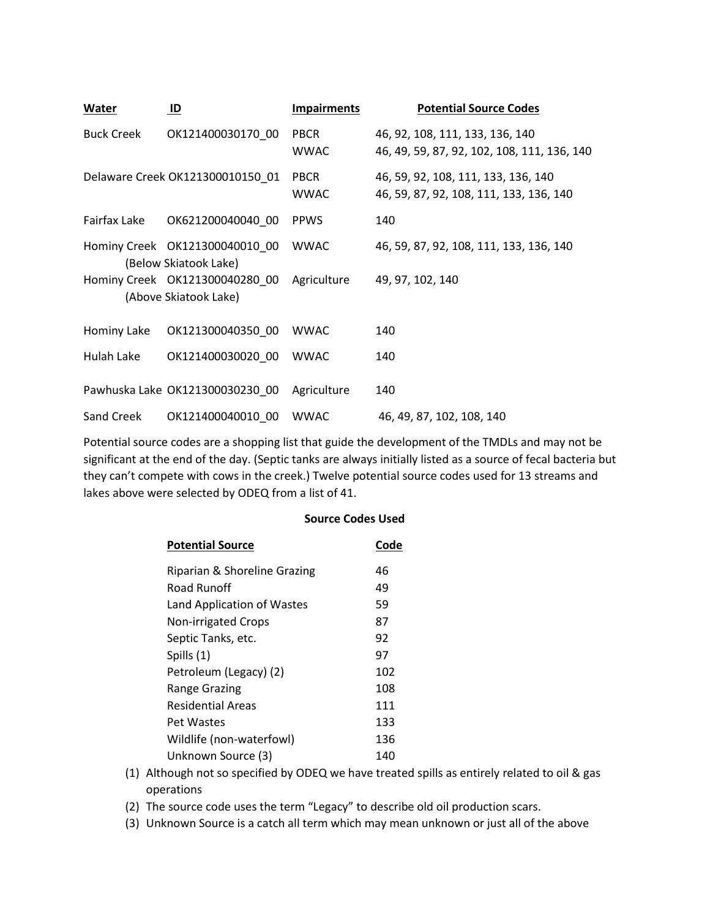| Water | ID | Impairments | Potential Source Codes |
|---|---|---|---|
| Buck Creek | OK121400030170_00 | PBCR | 46, 92, 108, 111, 133, 136, 140 |
| | | WWAC | 46, 49, 59, 87, 92, 102, 108, 111, 136, 140 |
| Delaware Creek | OK121300010150_01 | PBCR | 46, 59, 92, 108, 111, 133, 136, 140 |
| | | WWAC | 46, 59, 87, 92, 108, 111, 133, 136, 140 |
| Fairfax Lake | OK621200040040_00 | PPWS | 140 |
| Hominy Creek | OK121300040010_00 (Below Skiatook Lake) | WWAC | 46, 59, 87, 92, 108, 111, 133, 136, 140 |
| Hominy Creek | OK121300040280_00 (Above Skiatook Lake) | Agriculture | 49, 97, 102, 140 |
| Hominy Lake | OK121300040350_00 | WWAC | 140 |
| Hulah Lake | OK121400030020_00 | WWAC | 140 |
| Pawhuska Lake | OK121300030230_00 | Agriculture | 140 |
| Sand Creek | OK121400040010_00 | WWAC | 46, 49, 87, 102, 108, 140 |

Potential source codes are a shopping list that guide the development of the TMDLs and may not be significant at the end of the day. (Septic tanks are always initially listed as a source of fecal bacteria but they can't compete with cows in the creek.) Twelve potential source codes used for 13 streams and lakes above were selected by ODEQ from a list of 41.

**Source Codes Used**

| Potential Source | Code |
|---|---|
| Riparian & Shoreline Grazing | 46 |
| Road Runoff | 49 |
| Land Application of Wastes | 59 |
| Non-irrigated Crops | 87 |
| Septic Tanks, etc. | 92 |
| Spills (1) | 97 |
| Petroleum (Legacy) (2) | 102 |
| Range Grazing | 108 |
| Residential Areas | 111 |
| Pet Wastes | 133 |
| Wildlife (non-waterfowl) | 136 |
| Unknown Source (3) | 140 |

(1) Although not so specified by ODEQ we have treated spills as entirely related to oil & gas operations

(2) The source code uses the term "Legacy" to describe old oil production scars.

(3) Unknown Source is a catch all term which may mean unknown or just all of the above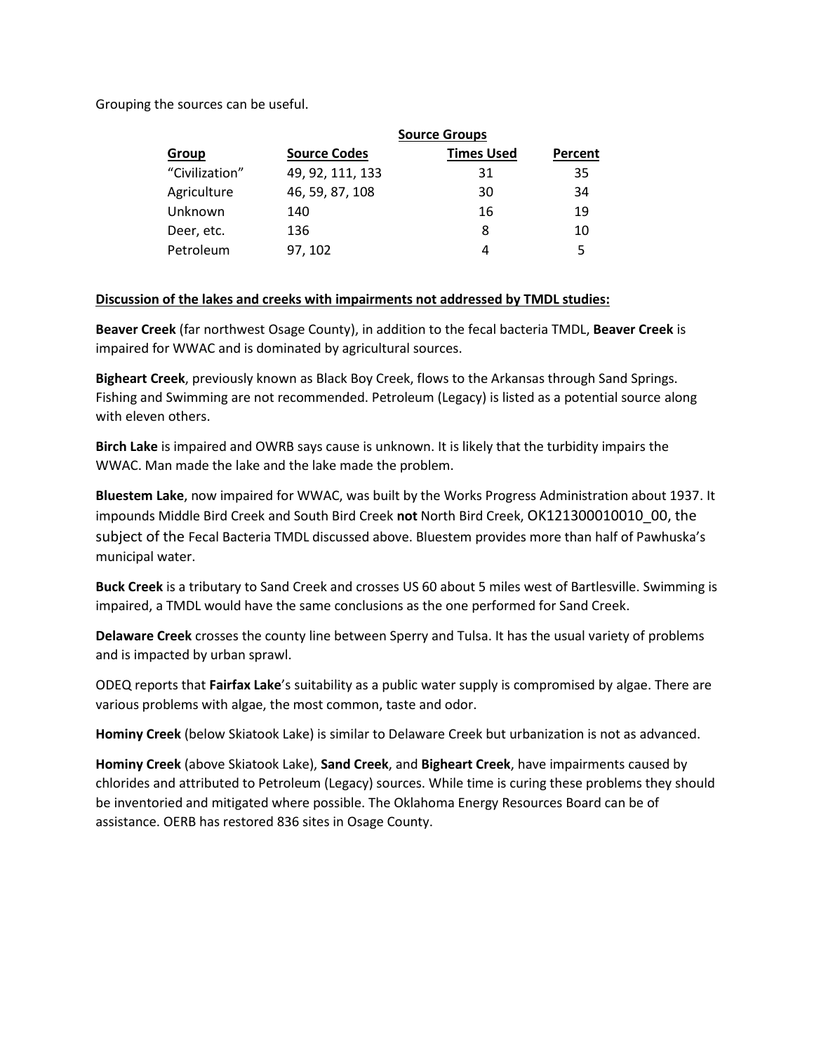Grouping the sources can be useful.

| | | Source Groups | |
|---|---|---|---|
| **Group** | **Source Codes** | **Times Used** | **Percent** |
| "Civilization" | 49, 92, 111, 133 | 31 | 35 |
| Agriculture | 46, 59, 87, 108 | 30 | 34 |
| Unknown | 140 | 16 | 19 |
| Deer, etc. | 136 | 8 | 10 |
| Petroleum | 97, 102 | 4 | 5 |

**Discussion of the lakes and creeks with impairments not addressed by TMDL studies:**

**Beaver Creek** (far northwest Osage County), in addition to the fecal bacteria TMDL, **Beaver Creek** is impaired for WWAC and is dominated by agricultural sources.

**Bigheart Creek**, previously known as Black Boy Creek, flows to the Arkansas through Sand Springs. Fishing and Swimming are not recommended. Petroleum (Legacy) is listed as a potential source along with eleven others.

**Birch Lake** is impaired and OWRB says cause is unknown. It is likely that the turbidity impairs the WWAC. Man made the lake and the lake made the problem.

**Bluestem Lake**, now impaired for WWAC, was built by the Works Progress Administration about 1937. It impounds Middle Bird Creek and South Bird Creek **not** North Bird Creek, OK121300010010_00, the subject of the Fecal Bacteria TMDL discussed above. Bluestem provides more than half of Pawhuska's municipal water.

**Buck Creek** is a tributary to Sand Creek and crosses US 60 about 5 miles west of Bartlesville. Swimming is impaired, a TMDL would have the same conclusions as the one performed for Sand Creek.

**Delaware Creek** crosses the county line between Sperry and Tulsa. It has the usual variety of problems and is impacted by urban sprawl.

ODEQ reports that **Fairfax Lake**'s suitability as a public water supply is compromised by algae. There are various problems with algae, the most common, taste and odor.

**Hominy Creek** (below Skiatook Lake) is similar to Delaware Creek but urbanization is not as advanced.

**Hominy Creek** (above Skiatook Lake), **Sand Creek**, and **Bigheart Creek**, have impairments caused by chlorides and attributed to Petroleum (Legacy) sources. While time is curing these problems they should be inventoried and mitigated where possible. The Oklahoma Energy Resources Board can be of assistance. OERB has restored 836 sites in Osage County.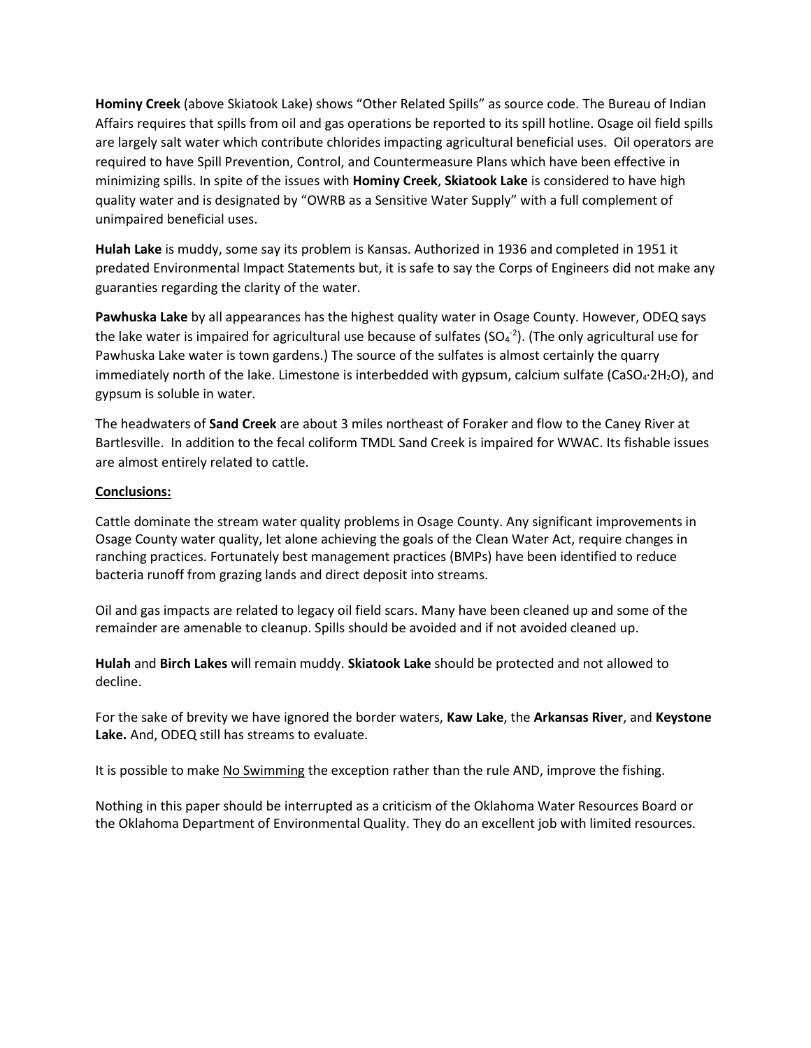**Hominy Creek** (above Skiatook Lake) shows "Other Related Spills" as source code. The Bureau of Indian Affairs requires that spills from oil and gas operations be reported to its spill hotline. Osage oil field spills are largely salt water which contribute chlorides impacting agricultural beneficial uses. Oil operators are required to have Spill Prevention, Control, and Countermeasure Plans which have been effective in minimizing spills. In spite of the issues with **Hominy Creek**, **Skiatook Lake** is considered to have high quality water and is designated by "OWRB as a Sensitive Water Supply" with a full complement of unimpaired beneficial uses.

**Hulah Lake** is muddy, some say its problem is Kansas. Authorized in 1936 and completed in 1951 it predated Environmental Impact Statements but, it is safe to say the Corps of Engineers did not make any guaranties regarding the clarity of the water.

**Pawhuska Lake** by all appearances has the highest quality water in Osage County. However, ODEQ says the lake water is impaired for agricultural use because of sulfates ($SO_4^{-2}$). (The only agricultural use for Pawhuska Lake water is town gardens.) The source of the sulfates is almost certainly the quarry immediately north of the lake. Limestone is interbedded with gypsum, calcium sulfate ($CaSO_4 \cdot 2H_2O$), and gypsum is soluble in water.

The headwaters of **Sand Creek** are about 3 miles northeast of Foraker and flow to the Caney River at Bartlesville. In addition to the fecal coliform TMDL Sand Creek is impaired for WWAC. Its fishable issues are almost entirely related to cattle.

<u>**Conclusions:**</u>

Cattle dominate the stream water quality problems in Osage County. Any significant improvements in Osage County water quality, let alone achieving the goals of the Clean Water Act, require changes in ranching practices. Fortunately best management practices (BMPs) have been identified to reduce bacteria runoff from grazing lands and direct deposit into streams.

Oil and gas impacts are related to legacy oil field scars. Many have been cleaned up and some of the remainder are amenable to cleanup. Spills should be avoided and if not avoided cleaned up.

**Hulah** and **Birch Lakes** will remain muddy. **Skiatook Lake** should be protected and not allowed to decline.

For the sake of brevity we have ignored the border waters, **Kaw Lake**, the **Arkansas River**, and **Keystone Lake.** And, ODEQ still has streams to evaluate.

It is possible to make <u>No Swimming</u> the exception rather than the rule AND, improve the fishing.

Nothing in this paper should be interrupted as a criticism of the Oklahoma Water Resources Board or the Oklahoma Department of Environmental Quality. They do an excellent job with limited resources.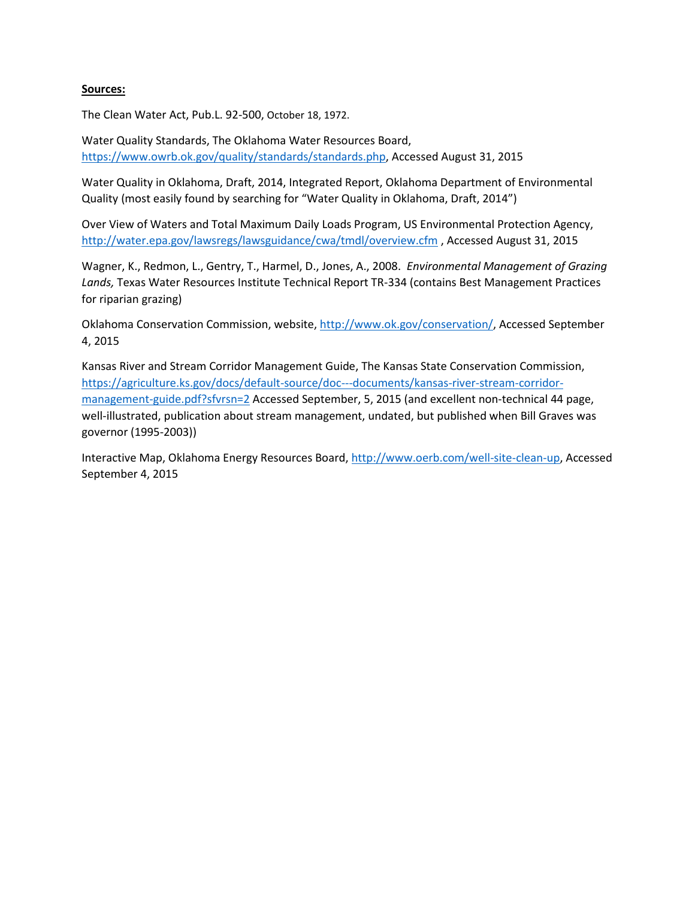**Sources:**

The Clean Water Act, Pub.L. 92-500, October 18, 1972.

Water Quality Standards, The Oklahoma Water Resources Board, https://www.owrb.ok.gov/quality/standards/standards.php, Accessed August 31, 2015

Water Quality in Oklahoma, Draft, 2014, Integrated Report, Oklahoma Department of Environmental Quality (most easily found by searching for "Water Quality in Oklahoma, Draft, 2014")

Over View of Waters and Total Maximum Daily Loads Program, US Environmental Protection Agency, http://water.epa.gov/lawsregs/lawsguidance/cwa/tmdl/overview.cfm , Accessed August 31, 2015

Wagner, K., Redmon, L., Gentry, T., Harmel, D., Jones, A., 2008. *Environmental Management of Grazing Lands,* Texas Water Resources Institute Technical Report TR-334 (contains Best Management Practices for riparian grazing)

Oklahoma Conservation Commission, website, http://www.ok.gov/conservation/, Accessed September 4, 2015

Kansas River and Stream Corridor Management Guide, The Kansas State Conservation Commission, https://agriculture.ks.gov/docs/default-source/doc---documents/kansas-river-stream-corridor-management-guide.pdf?sfvrsn=2 Accessed September, 5, 2015 (and excellent non-technical 44 page, well-illustrated, publication about stream management, undated, but published when Bill Graves was governor (1995-2003))

Interactive Map, Oklahoma Energy Resources Board, http://www.oerb.com/well-site-clean-up, Accessed September 4, 2015